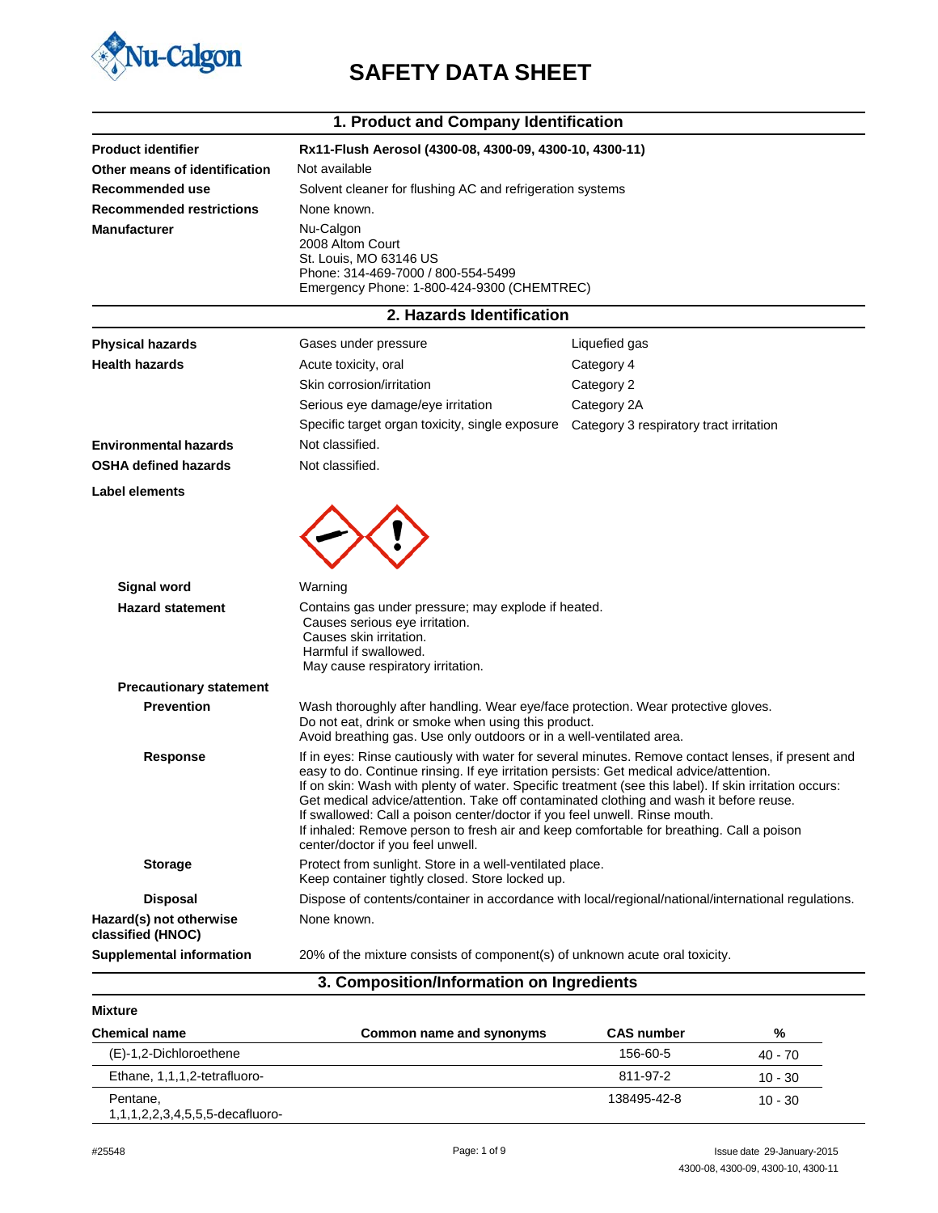# SAFETY DATA SHEET

## 1. Product and Company Identification

| | |
|---|---|
| **Product identifier** | **Rx11-Flush Aerosol (4300-08, 4300-09, 4300-10, 4300-11)** |
| **Other means of identification** | Not available |
| **Recommended use** | Solvent cleaner for flushing AC and refrigeration systems |
| **Recommended restrictions** | None known. |
| **Manufacturer** | Nu-Calgon<br>2008 Altom Court<br>St. Louis, MO 63146 US<br>Phone: 314-469-7000 / 800-554-5499<br>Emergency Phone: 1-800-424-9300 (CHEMTREC) |

## 2. Hazards Identification

| | | |
|---|---|---|
| **Physical hazards** | Gases under pressure | Liquefied gas |
| **Health hazards** | Acute toxicity, oral | Category 4 |
| | Skin corrosion/irritation | Category 2 |
| | Serious eye damage/eye irritation | Category 2A |
| | Specific target organ toxicity, single exposure | Category 3 respiratory tract irritation |
| **Environmental hazards** | Not classified. | |
| **OSHA defined hazards** | Not classified. | |

**Label elements**

**Signal word**: Warning

**Hazard statement**: Contains gas under pressure; may explode if heated.
Causes serious eye irritation.
Causes skin irritation.
Harmful if swallowed.
May cause respiratory irritation.

**Precautionary statement**

**Prevention**: Wash thoroughly after handling. Wear eye/face protection. Wear protective gloves.
Do not eat, drink or smoke when using this product.
Avoid breathing gas. Use only outdoors or in a well-ventilated area.

**Response**: If in eyes: Rinse cautiously with water for several minutes. Remove contact lenses, if present and easy to do. Continue rinsing. If eye irritation persists: Get medical advice/attention.
If on skin: Wash with plenty of water. Specific treatment (see this label). If skin irritation occurs: Get medical advice/attention. Take off contaminated clothing and wash it before reuse.
If swallowed: Call a poison center/doctor if you feel unwell. Rinse mouth.
If inhaled: Remove person to fresh air and keep comfortable for breathing. Call a poison center/doctor if you feel unwell.

**Storage**: Protect from sunlight. Store in a well-ventilated place.
Keep container tightly closed. Store locked up.

**Disposal**: Dispose of contents/container in accordance with local/regional/national/international regulations.

**Hazard(s) not otherwise classified (HNOC)**: None known.

**Supplemental information**: 20% of the mixture consists of component(s) of unknown acute oral toxicity.

## 3. Composition/Information on Ingredients

**Mixture**

| Chemical name | Common name and synonyms | CAS number | % |
|---|---|---|---|
| (E)-1,2-Dichloroethene | | 156-60-5 | 40 - 70 |
| Ethane, 1,1,1,2-tetrafluoro- | | 811-97-2 | 10 - 30 |
| Pentane, 1,1,1,2,2,3,4,5,5,5-decafluoro- | | 138495-42-8 | 10 - 30 |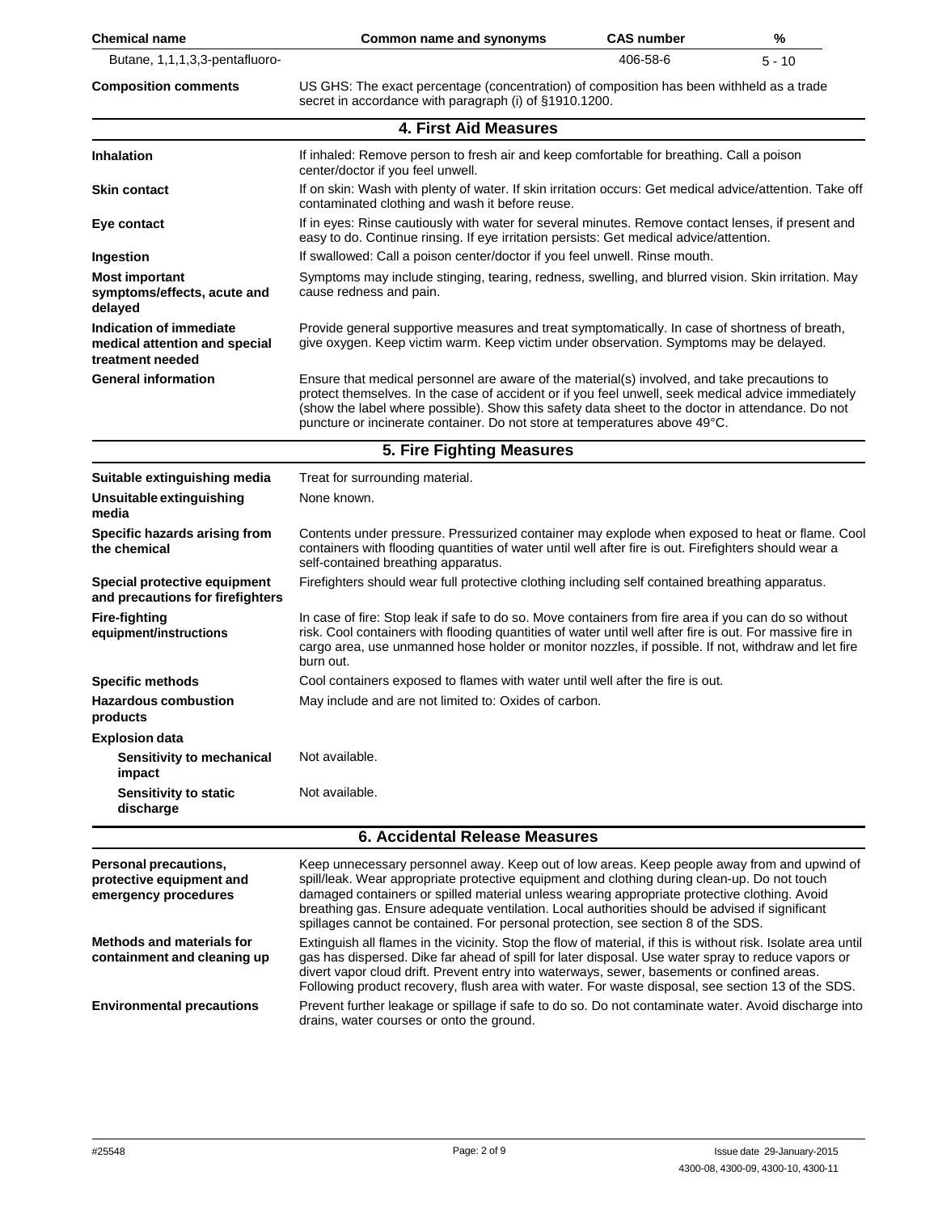| Chemical name | Common name and synonyms | CAS number | % |
| --- | --- | --- | --- |
| Butane, 1,1,1,3,3-pentafluoro- | | 406-58-6 | 5 - 10 |

**Composition comments** US GHS: The exact percentage (concentration) of composition has been withheld as a trade secret in accordance with paragraph (i) of §1910.1200.

## 4. First Aid Measures

| | |
| --- | --- |
| **Inhalation** | If inhaled: Remove person to fresh air and keep comfortable for breathing. Call a poison center/doctor if you feel unwell. |
| **Skin contact** | If on skin: Wash with plenty of water. If skin irritation occurs: Get medical advice/attention. Take off contaminated clothing and wash it before reuse. |
| **Eye contact** | If in eyes: Rinse cautiously with water for several minutes. Remove contact lenses, if present and easy to do. Continue rinsing. If eye irritation persists: Get medical advice/attention. |
| **Ingestion** | If swallowed: Call a poison center/doctor if you feel unwell. Rinse mouth. |
| **Most important symptoms/effects, acute and delayed** | Symptoms may include stinging, tearing, redness, swelling, and blurred vision. Skin irritation. May cause redness and pain. |
| **Indication of immediate medical attention and special treatment needed** | Provide general supportive measures and treat symptomatically. In case of shortness of breath, give oxygen. Keep victim warm. Keep victim under observation. Symptoms may be delayed. |
| **General information** | Ensure that medical personnel are aware of the material(s) involved, and take precautions to protect themselves. In the case of accident or if you feel unwell, seek medical advice immediately (show the label where possible). Show this safety data sheet to the doctor in attendance. Do not puncture or incinerate container. Do not store at temperatures above 49°C. |

## 5. Fire Fighting Measures

| | |
| --- | --- |
| **Suitable extinguishing media** | Treat for surrounding material. |
| **Unsuitable extinguishing media** | None known. |
| **Specific hazards arising from the chemical** | Contents under pressure. Pressurized container may explode when exposed to heat or flame. Cool containers with flooding quantities of water until well after fire is out. Firefighters should wear a self-contained breathing apparatus. |
| **Special protective equipment and precautions for firefighters** | Firefighters should wear full protective clothing including self contained breathing apparatus. |
| **Fire-fighting equipment/instructions** | In case of fire: Stop leak if safe to do so. Move containers from fire area if you can do so without risk. Cool containers with flooding quantities of water until well after fire is out. For massive fire in cargo area, use unmanned hose holder or monitor nozzles, if possible. If not, withdraw and let fire burn out. |
| **Specific methods** | Cool containers exposed to flames with water until well after the fire is out. |
| **Hazardous combustion products** | May include and are not limited to: Oxides of carbon. |
| **Explosion data** | |
| **Sensitivity to mechanical impact** | Not available. |
| **Sensitivity to static discharge** | Not available. |

## 6. Accidental Release Measures

| | |
| --- | --- |
| **Personal precautions, protective equipment and emergency procedures** | Keep unnecessary personnel away. Keep out of low areas. Keep people away from and upwind of spill/leak. Wear appropriate protective equipment and clothing during clean-up. Do not touch damaged containers or spilled material unless wearing appropriate protective clothing. Avoid breathing gas. Ensure adequate ventilation. Local authorities should be advised if significant spillages cannot be contained. For personal protection, see section 8 of the SDS. |
| **Methods and materials for containment and cleaning up** | Extinguish all flames in the vicinity. Stop the flow of material, if this is without risk. Isolate area until gas has dispersed. Dike far ahead of spill for later disposal. Use water spray to reduce vapors or divert vapor cloud drift. Prevent entry into waterways, sewer, basements or confined areas. Following product recovery, flush area with water. For waste disposal, see section 13 of the SDS. |
| **Environmental precautions** | Prevent further leakage or spillage if safe to do so. Do not contaminate water. Avoid discharge into drains, water courses or onto the ground. |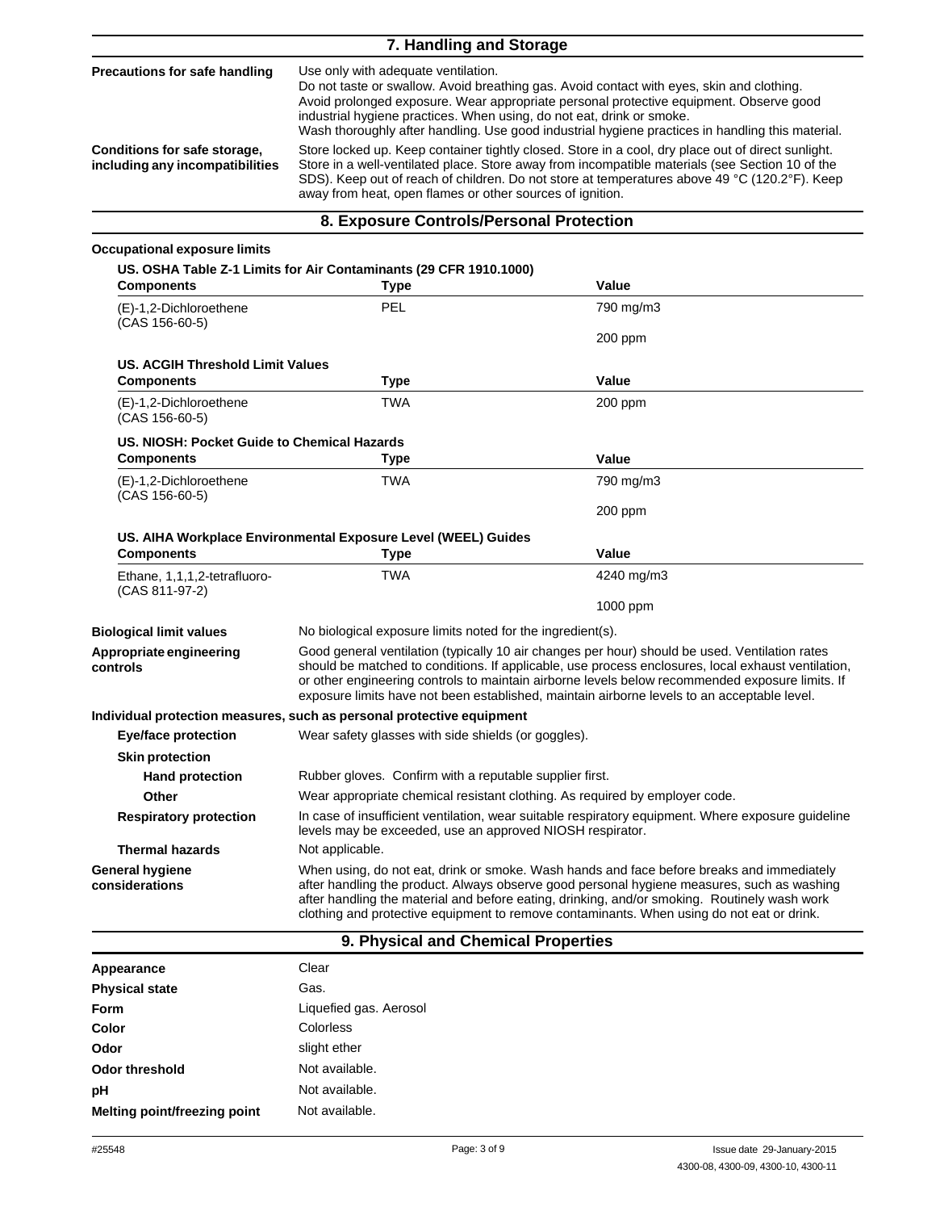## 7. Handling and Storage

**Precautions for safe handling**
Use only with adequate ventilation.
Do not taste or swallow. Avoid breathing gas. Avoid contact with eyes, skin and clothing. Avoid prolonged exposure. Wear appropriate personal protective equipment. Observe good industrial hygiene practices. When using, do not eat, drink or smoke.
Wash thoroughly after handling. Use good industrial hygiene practices in handling this material.

**Conditions for safe storage, including any incompatibilities**
Store locked up. Keep container tightly closed. Store in a cool, dry place out of direct sunlight. Store in a well-ventilated place. Store away from incompatible materials (see Section 10 of the SDS). Keep out of reach of children. Do not store at temperatures above 49 °C (120.2°F). Keep away from heat, open flames or other sources of ignition.

## 8. Exposure Controls/Personal Protection

**Occupational exposure limits**

**US. OSHA Table Z-1 Limits for Air Contaminants (29 CFR 1910.1000)**

| Components | Type | Value |
|---|---|---|
| (E)-1,2-Dichloroethene (CAS 156-60-5) | PEL | 790 mg/m3 |
| | | 200 ppm |

**US. ACGIH Threshold Limit Values**

| Components | Type | Value |
|---|---|---|
| (E)-1,2-Dichloroethene (CAS 156-60-5) | TWA | 200 ppm |

**US. NIOSH: Pocket Guide to Chemical Hazards**

| Components | Type | Value |
|---|---|---|
| (E)-1,2-Dichloroethene (CAS 156-60-5) | TWA | 790 mg/m3 |
| | | 200 ppm |

**US. AIHA Workplace Environmental Exposure Level (WEEL) Guides**

| Components | Type | Value |
|---|---|---|
| Ethane, 1,1,1,2-tetrafluoro- (CAS 811-97-2) | TWA | 4240 mg/m3 |
| | | 1000 ppm |

**Biological limit values**
No biological exposure limits noted for the ingredient(s).

**Appropriate engineering controls**
Good general ventilation (typically 10 air changes per hour) should be used. Ventilation rates should be matched to conditions. If applicable, use process enclosures, local exhaust ventilation, or other engineering controls to maintain airborne levels below recommended exposure limits. If exposure limits have not been established, maintain airborne levels to an acceptable level.

**Individual protection measures, such as personal protective equipment**

**Eye/face protection**
Wear safety glasses with side shields (or goggles).

**Skin protection**

**Hand protection**
Rubber gloves. Confirm with a reputable supplier first.

**Other**
Wear appropriate chemical resistant clothing. As required by employer code.

**Respiratory protection**
In case of insufficient ventilation, wear suitable respiratory equipment. Where exposure guideline levels may be exceeded, use an approved NIOSH respirator.

**Thermal hazards**
Not applicable.

**General hygiene considerations**
When using, do not eat, drink or smoke. Wash hands and face before breaks and immediately after handling the product. Always observe good personal hygiene measures, such as washing after handling the material and before eating, drinking, and/or smoking. Routinely wash work clothing and protective equipment to remove contaminants. When using do not eat or drink.

## 9. Physical and Chemical Properties

| | |
|---|---|
| **Appearance** | Clear |
| **Physical state** | Gas. |
| **Form** | Liquefied gas. Aerosol |
| **Color** | Colorless |
| **Odor** | slight ether |
| **Odor threshold** | Not available. |
| **pH** | Not available. |
| **Melting point/freezing point** | Not available. |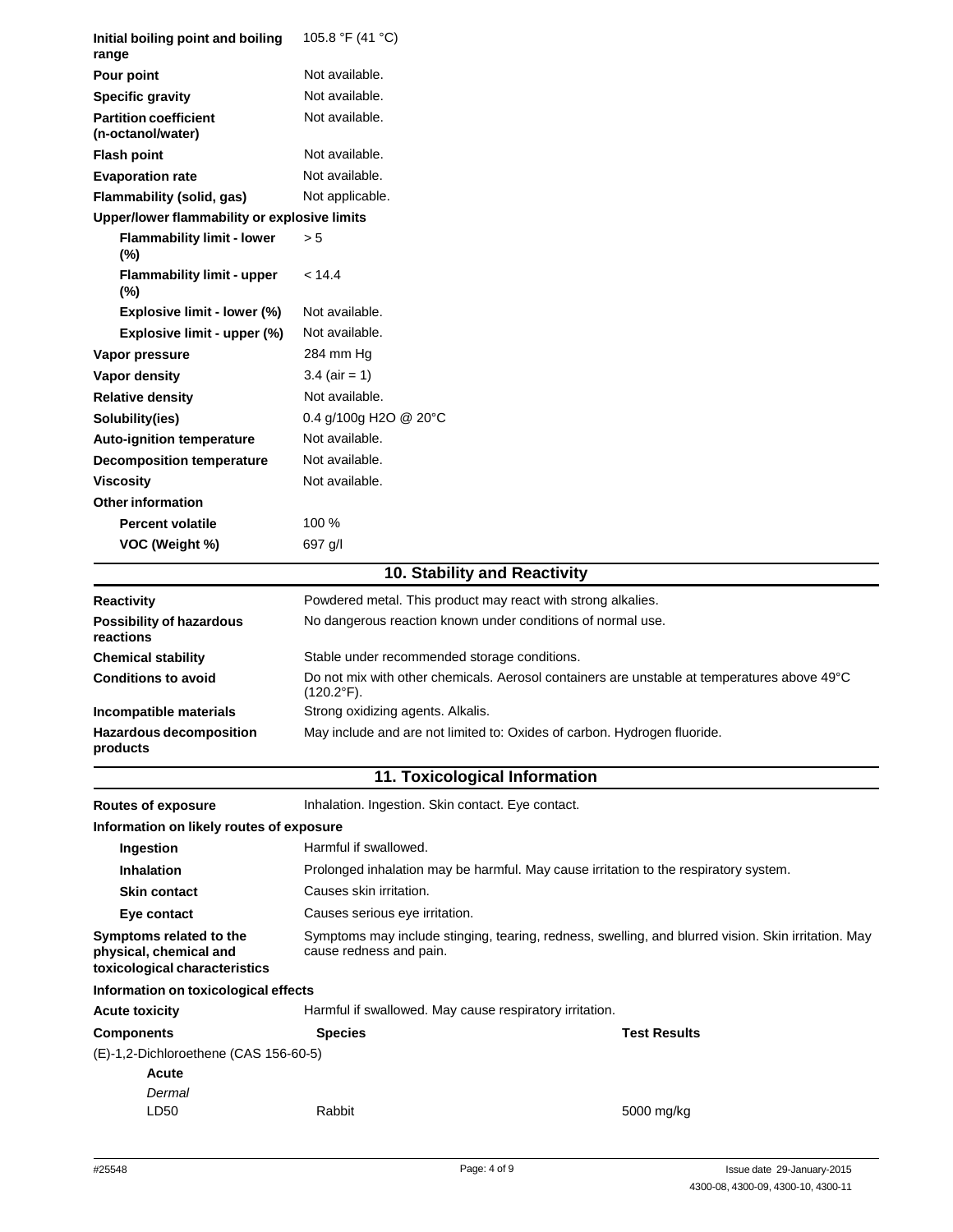| | |
|---|---|
| **Initial boiling point and boiling range** | 105.8 °F (41 °C) |
| **Pour point** | Not available. |
| **Specific gravity** | Not available. |
| **Partition coefficient (n-octanol/water)** | Not available. |
| **Flash point** | Not available. |
| **Evaporation rate** | Not available. |
| **Flammability (solid, gas)** | Not applicable. |
| **Upper/lower flammability or explosive limits** | |
| **Flammability limit - lower (%)** | > 5 |
| **Flammability limit - upper (%)** | < 14.4 |
| **Explosive limit - lower (%)** | Not available. |
| **Explosive limit - upper (%)** | Not available. |
| **Vapor pressure** | 284 mm Hg |
| **Vapor density** | 3.4 (air = 1) |
| **Relative density** | Not available. |
| **Solubility(ies)** | 0.4 g/100g $H_2O$ @ 20°C |
| **Auto-ignition temperature** | Not available. |
| **Decomposition temperature** | Not available. |
| **Viscosity** | Not available. |
| **Other information** | |
| **Percent volatile** | 100 % |
| **VOC (Weight %)** | 697 g/l |

## 10. Stability and Reactivity

| | |
|---|---|
| **Reactivity** | Powdered metal. This product may react with strong alkalies. |
| **Possibility of hazardous reactions** | No dangerous reaction known under conditions of normal use. |
| **Chemical stability** | Stable under recommended storage conditions. |
| **Conditions to avoid** | Do not mix with other chemicals. Aerosol containers are unstable at temperatures above 49°C (120.2°F). |
| **Incompatible materials** | Strong oxidizing agents. Alkalis. |
| **Hazardous decomposition products** | May include and are not limited to: Oxides of carbon. Hydrogen fluoride. |

## 11. Toxicological Information

| | |
|---|---|
| **Routes of exposure** | Inhalation. Ingestion. Skin contact. Eye contact. |
| **Information on likely routes of exposure** | |
| **Ingestion** | Harmful if swallowed. |
| **Inhalation** | Prolonged inhalation may be harmful. May cause irritation to the respiratory system. |
| **Skin contact** | Causes skin irritation. |
| **Eye contact** | Causes serious eye irritation. |
| **Symptoms related to the physical, chemical and toxicological characteristics** | Symptoms may include stinging, tearing, redness, swelling, and blurred vision. Skin irritation. May cause redness and pain. |
| **Information on toxicological effects** | |
| **Acute toxicity** | Harmful if swallowed. May cause respiratory irritation. |

| Components | Species | Test Results |
|---|---|---|
| (E)-1,2-Dichloroethene (CAS 156-60-5) | | |
| **Acute** | | |
| *Dermal* | | |
| LD50 | Rabbit | 5000 mg/kg |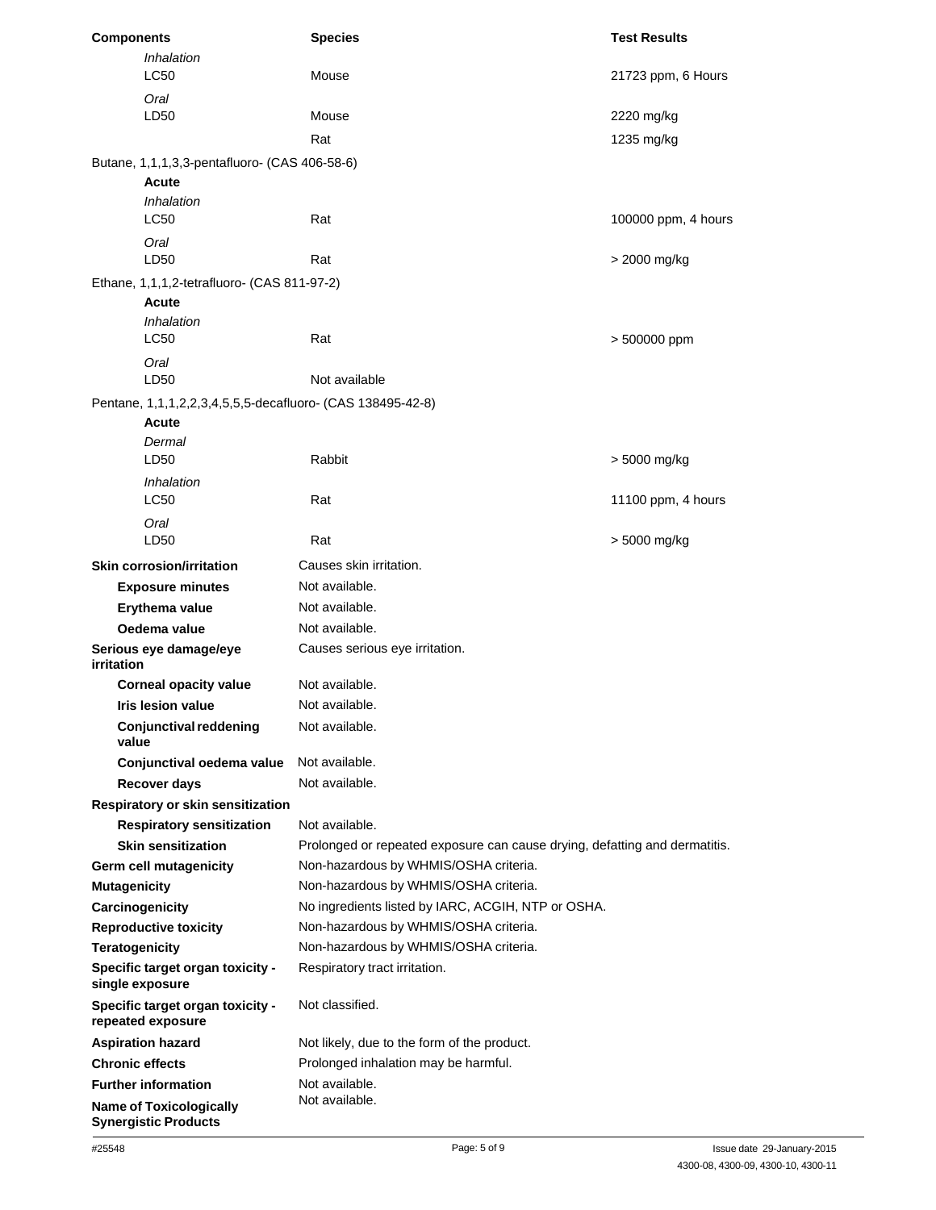| Components | Species | Test Results |
| --- | --- | --- |
| *Inhalation* | | |
| LC50 | Mouse | 21723 ppm, 6 Hours |
| *Oral* | | |
| LD50 | Mouse | 2220 mg/kg |
| | Rat | 1235 mg/kg |
| Butane, 1,1,1,3,3-pentafluoro- (CAS 406-58-6) | | |
| **Acute** | | |
| *Inhalation* | | |
| LC50 | Rat | 100000 ppm, 4 hours |
| *Oral* | | |
| LD50 | Rat | > 2000 mg/kg |
| Ethane, 1,1,1,2-tetrafluoro- (CAS 811-97-2) | | |
| **Acute** | | |
| *Inhalation* | | |
| LC50 | Rat | > 500000 ppm |
| *Oral* | | |
| LD50 | Not available | |
| Pentane, 1,1,1,2,2,3,4,5,5,5-decafluoro- (CAS 138495-42-8) | | |
| **Acute** | | |
| *Dermal* | | |
| LD50 | Rabbit | > 5000 mg/kg |
| *Inhalation* | | |
| LC50 | Rat | 11100 ppm, 4 hours |
| *Oral* | | |
| LD50 | Rat | > 5000 mg/kg |

**Skin corrosion/irritation** Causes skin irritation.

**Exposure minutes** Not available.

**Erythema value** Not available.

**Oedema value** Not available.

**Serious eye damage/eye irritation** Causes serious eye irritation.

**Corneal opacity value** Not available.

**Iris lesion value** Not available.

**Conjunctival reddening value** Not available.

**Conjunctival oedema value** Not available.

**Recover days** Not available.

**Respiratory or skin sensitization**

**Respiratory sensitization** Not available.

**Skin sensitization** Prolonged or repeated exposure can cause drying, defatting and dermatitis.

**Germ cell mutagenicity** Non-hazardous by WHMIS/OSHA criteria.

**Mutagenicity** Non-hazardous by WHMIS/OSHA criteria.

**Carcinogenicity** No ingredients listed by IARC, ACGIH, NTP or OSHA.

**Reproductive toxicity** Non-hazardous by WHMIS/OSHA criteria.

**Teratogenicity** Non-hazardous by WHMIS/OSHA criteria.

**Specific target organ toxicity - single exposure** Respiratory tract irritation.

**Specific target organ toxicity - repeated exposure** Not classified.

**Aspiration hazard** Not likely, due to the form of the product.

**Chronic effects** Prolonged inhalation may be harmful.

**Further information** Not available.

**Name of Toxicologically Synergistic Products** Not available.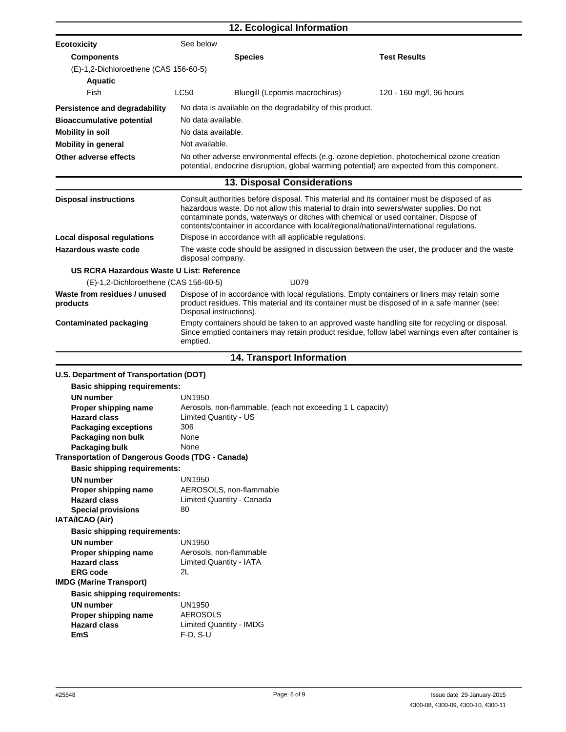## 12. Ecological Information

**Ecotoxicity** See below

| Components | | Species | Test Results |
|---|---|---|---|
| (E)-1,2-Dichloroethene (CAS 156-60-5) | | | |
| **Aquatic** | | | |
| Fish | LC50 | Bluegill (Lepomis macrochirus) | 120 - 160 mg/l, 96 hours |

**Persistence and degradability** No data is available on the degradability of this product.

**Bioaccumulative potential** No data available.

**Mobility in soil** No data available.

**Mobility in general** Not available.

**Other adverse effects** No other adverse environmental effects (e.g. ozone depletion, photochemical ozone creation potential, endocrine disruption, global warming potential) are expected from this component.

## 13. Disposal Considerations

**Disposal instructions** Consult authorities before disposal. This material and its container must be disposed of as hazardous waste. Do not allow this material to drain into sewers/water supplies. Do not contaminate ponds, waterways or ditches with chemical or used container. Dispose of contents/container in accordance with local/regional/national/international regulations.

**Local disposal regulations** Dispose in accordance with all applicable regulations.

**Hazardous waste code** The waste code should be assigned in discussion between the user, the producer and the waste disposal company.

**US RCRA Hazardous Waste U List: Reference**

(E)-1,2-Dichloroethene (CAS 156-60-5) U079

**Waste from residues / unused products** Dispose of in accordance with local regulations. Empty containers or liners may retain some product residues. This material and its container must be disposed of in a safe manner (see: Disposal instructions).

**Contaminated packaging** Empty containers should be taken to an approved waste handling site for recycling or disposal. Since emptied containers may retain product residue, follow label warnings even after container is emptied.

## 14. Transport Information

**U.S. Department of Transportation (DOT)**

**Basic shipping requirements:**

- **UN number** UN1950
- **Proper shipping name** Aerosols, non-flammable, (each not exceeding 1 L capacity)
- **Hazard class** Limited Quantity - US
- **Packaging exceptions** 306
- **Packaging non bulk** None
- **Packaging bulk** None

**Transportation of Dangerous Goods (TDG - Canada)**

**Basic shipping requirements:**

- **UN number** UN1950
- **Proper shipping name** AEROSOLS, non-flammable
- **Hazard class** Limited Quantity - Canada
- **Special provisions** 80

**IATA/ICAO (Air)**

**Basic shipping requirements:**

- **UN number** UN1950
- **Proper shipping name** Aerosols, non-flammable
- **Hazard class** Limited Quantity - IATA
- **ERG code** 2L

**IMDG (Marine Transport)**

**Basic shipping requirements:**

- **UN number** UN1950
- **Proper shipping name** AEROSOLS
- **Hazard class** Limited Quantity - IMDG
- **EmS** F-D, S-U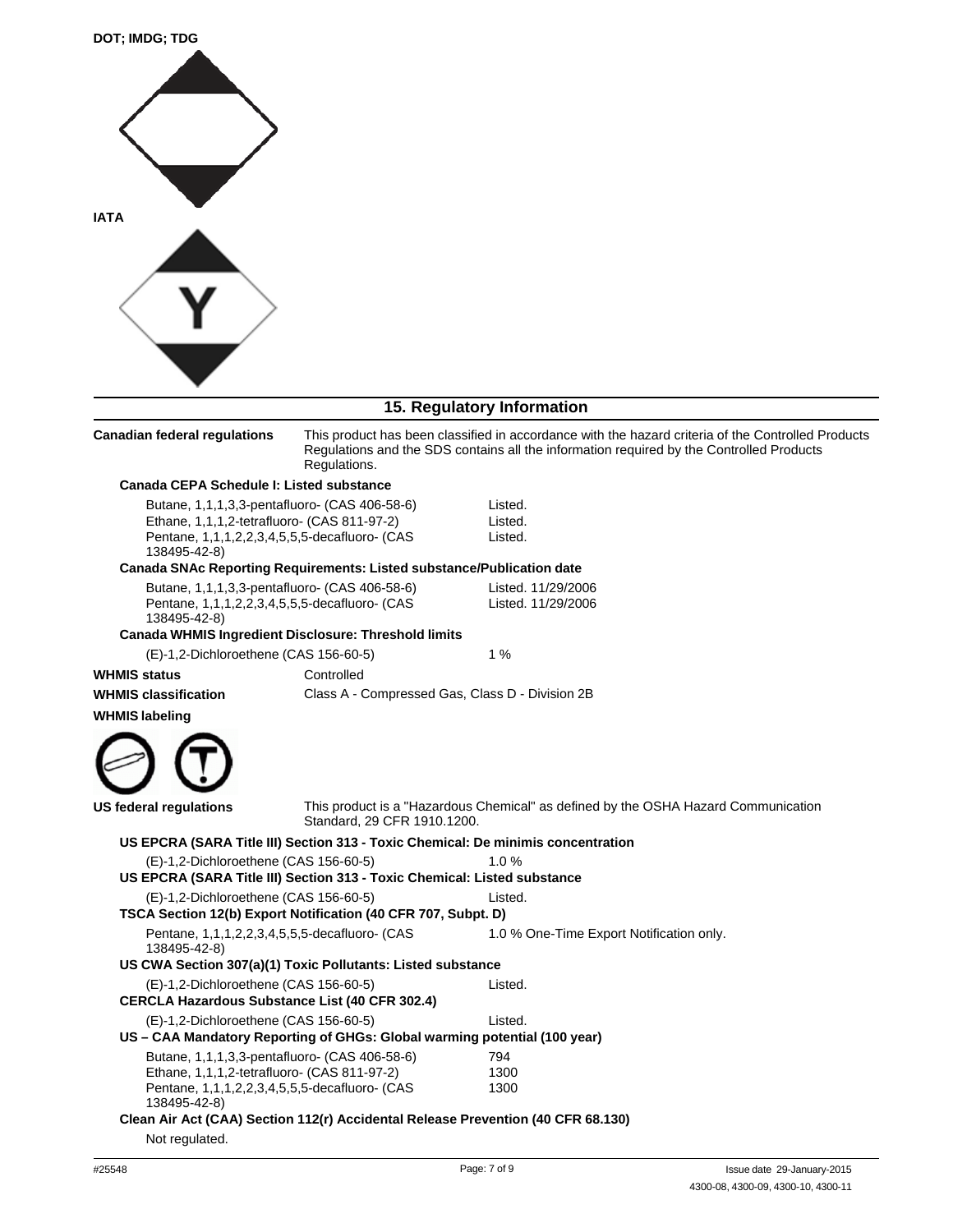**DOT; IMDG; TDG**

**IATA**

## 15. Regulatory Information

**Canadian federal regulations** This product has been classified in accordance with the hazard criteria of the Controlled Products Regulations and the SDS contains all the information required by the Controlled Products Regulations.

**Canada CEPA Schedule I: Listed substance**

| | |
|---|---|
| Butane, 1,1,1,3,3-pentafluoro- (CAS 406-58-6) | Listed. |
| Ethane, 1,1,1,2-tetrafluoro- (CAS 811-97-2) | Listed. |
| Pentane, 1,1,1,2,2,3,4,5,5,5-decafluoro- (CAS 138495-42-8) | Listed. |

**Canada SNAc Reporting Requirements: Listed substance/Publication date**

| | |
|---|---|
| Butane, 1,1,1,3,3-pentafluoro- (CAS 406-58-6) | Listed. 11/29/2006 |
| Pentane, 1,1,1,2,2,3,4,5,5,5-decafluoro- (CAS 138495-42-8) | Listed. 11/29/2006 |

**Canada WHMIS Ingredient Disclosure: Threshold limits**

| | |
|---|---|
| (E)-1,2-Dichloroethene (CAS 156-60-5) | 1 % |

**WHMIS status** Controlled

**WHMIS classification** Class A - Compressed Gas, Class D - Division 2B

**WHMIS labeling**

**US federal regulations** This product is a "Hazardous Chemical" as defined by the OSHA Hazard Communication Standard, 29 CFR 1910.1200.

**US EPCRA (SARA Title III) Section 313 - Toxic Chemical: De minimis concentration**

| | |
|---|---|
| (E)-1,2-Dichloroethene (CAS 156-60-5) | 1.0 % |

**US EPCRA (SARA Title III) Section 313 - Toxic Chemical: Listed substance**

| | |
|---|---|
| (E)-1,2-Dichloroethene (CAS 156-60-5) | Listed. |

**TSCA Section 12(b) Export Notification (40 CFR 707, Subpt. D)**

| | |
|---|---|
| Pentane, 1,1,1,2,2,3,4,5,5,5-decafluoro- (CAS 138495-42-8) | 1.0 % One-Time Export Notification only. |

**US CWA Section 307(a)(1) Toxic Pollutants: Listed substance**

| | |
|---|---|
| (E)-1,2-Dichloroethene (CAS 156-60-5) | Listed. |

**CERCLA Hazardous Substance List (40 CFR 302.4)**

| | |
|---|---|
| (E)-1,2-Dichloroethene (CAS 156-60-5) | Listed. |

**US – CAA Mandatory Reporting of GHGs: Global warming potential (100 year)**

| | |
|---|---|
| Butane, 1,1,1,3,3-pentafluoro- (CAS 406-58-6) | 794 |
| Ethane, 1,1,1,2-tetrafluoro- (CAS 811-97-2) | 1300 |
| Pentane, 1,1,1,2,2,3,4,5,5,5-decafluoro- (CAS 138495-42-8) | 1300 |

**Clean Air Act (CAA) Section 112(r) Accidental Release Prevention (40 CFR 68.130)**

Not regulated.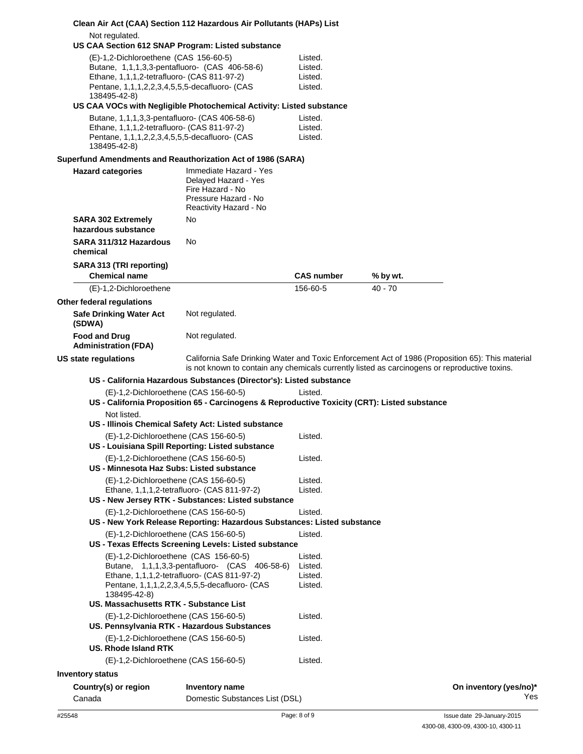**Clean Air Act (CAA) Section 112 Hazardous Air Pollutants (HAPs) List**

Not regulated.

**US CAA Section 612 SNAP Program: Listed substance**

| | |
|---|---|
| (E)-1,2-Dichloroethene (CAS 156-60-5) | Listed. |
| Butane, 1,1,1,3,3-pentafluoro- (CAS 406-58-6) | Listed. |
| Ethane, 1,1,1,2-tetrafluoro- (CAS 811-97-2) | Listed. |
| Pentane, 1,1,1,2,2,3,4,5,5,5-decafluoro- (CAS 138495-42-8) | Listed. |

**US CAA VOCs with Negligible Photochemical Activity: Listed substance**

| | |
|---|---|
| Butane, 1,1,1,3,3-pentafluoro- (CAS 406-58-6) | Listed. |
| Ethane, 1,1,1,2-tetrafluoro- (CAS 811-97-2) | Listed. |
| Pentane, 1,1,1,2,2,3,4,5,5,5-decafluoro- (CAS 138495-42-8) | Listed. |

**Superfund Amendments and Reauthorization Act of 1986 (SARA)**

**Hazard categories**
Immediate Hazard - Yes
Delayed Hazard - Yes
Fire Hazard - No
Pressure Hazard - No
Reactivity Hazard - No

**SARA 302 Extremely hazardous substance** No

**SARA 311/312 Hazardous chemical** No

**SARA 313 (TRI reporting)**

| Chemical name | CAS number | % by wt. |
|---|---|---|
| (E)-1,2-Dichloroethene | 156-60-5 | 40 - 70 |

**Other federal regulations**

**Safe Drinking Water Act (SDWA)** Not regulated.

**Food and Drug Administration (FDA)** Not regulated.

**US state regulations** California Safe Drinking Water and Toxic Enforcement Act of 1986 (Proposition 65): This material is not known to contain any chemicals currently listed as carcinogens or reproductive toxins.

**US - California Hazardous Substances (Director's): Listed substance**

| | |
|---|---|
| (E)-1,2-Dichloroethene (CAS 156-60-5) | Listed. |

**US - California Proposition 65 - Carcinogens & Reproductive Toxicity (CRT): Listed substance**

Not listed.

**US - Illinois Chemical Safety Act: Listed substance**

| | |
|---|---|
| (E)-1,2-Dichloroethene (CAS 156-60-5) | Listed. |

**US - Louisiana Spill Reporting: Listed substance**

| | |
|---|---|
| (E)-1,2-Dichloroethene (CAS 156-60-5) | Listed. |

**US - Minnesota Haz Subs: Listed substance**

| | |
|---|---|
| (E)-1,2-Dichloroethene (CAS 156-60-5) | Listed. |
| Ethane, 1,1,1,2-tetrafluoro- (CAS 811-97-2) | Listed. |

**US - New Jersey RTK - Substances: Listed substance**

| | |
|---|---|
| (E)-1,2-Dichloroethene (CAS 156-60-5) | Listed. |

**US - New York Release Reporting: Hazardous Substances: Listed substance**

| | |
|---|---|
| (E)-1,2-Dichloroethene (CAS 156-60-5) | Listed. |

**US - Texas Effects Screening Levels: Listed substance**

| | |
|---|---|
| (E)-1,2-Dichloroethene (CAS 156-60-5) | Listed. |
| Butane, 1,1,1,3,3-pentafluoro- (CAS 406-58-6) | Listed. |
| Ethane, 1,1,1,2-tetrafluoro- (CAS 811-97-2) | Listed. |
| Pentane, 1,1,1,2,2,3,4,5,5,5-decafluoro- (CAS 138495-42-8) | Listed. |

**US. Massachusetts RTK - Substance List**

| | |
|---|---|
| (E)-1,2-Dichloroethene (CAS 156-60-5) | Listed. |

**US. Pennsylvania RTK - Hazardous Substances**

| | |
|---|---|
| (E)-1,2-Dichloroethene (CAS 156-60-5) | Listed. |

**US. Rhode Island RTK**

| | |
|---|---|
| (E)-1,2-Dichloroethene (CAS 156-60-5) | Listed. |

**Inventory status**

| Country(s) or region | Inventory name | On inventory (yes/no)* |
|---|---|---|
| Canada | Domestic Substances List (DSL) | Yes |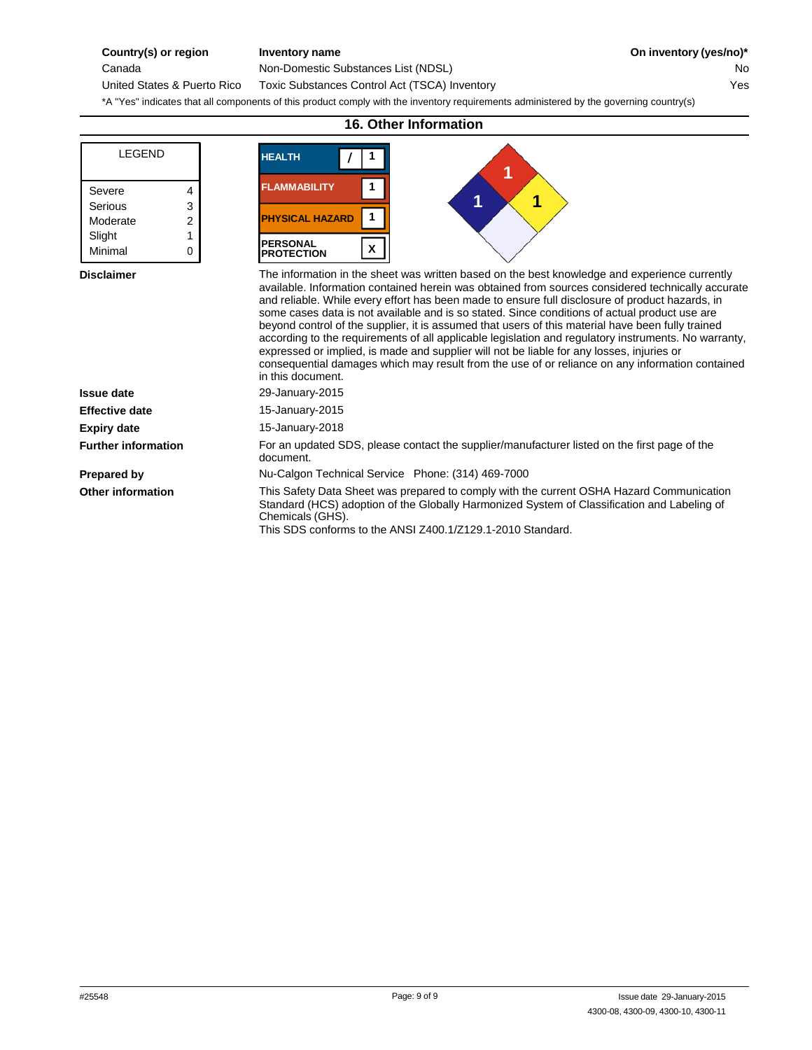| Country(s) or region | Inventory name | On inventory (yes/no)* |
|---|---|---|
| Canada | Non-Domestic Substances List (NDSL) | No |
| United States & Puerto Rico | Toxic Substances Control Act (TSCA) Inventory | Yes |

*A "Yes" indicates that all components of this product comply with the inventory requirements administered by the governing country(s)

## 16. Other Information

| LEGEND | |
|---|---|
| Severe | 4 |
| Serious | 3 |
| Moderate | 2 |
| Slight | 1 |
| Minimal | 0 |

| | | |
|---|---|---|
| HEALTH | / | 1 |
| FLAMMABILITY | | 1 |
| PHYSICAL HAZARD | | 1 |
| PERSONAL PROTECTION | | X |

1
1
1

**Disclaimer**

The information in the sheet was written based on the best knowledge and experience currently available. Information contained herein was obtained from sources considered technically accurate and reliable. While every effort has been made to ensure full disclosure of product hazards, in some cases data is not available and is so stated. Since conditions of actual product use are beyond control of the supplier, it is assumed that users of this material have been fully trained according to the requirements of all applicable legislation and regulatory instruments. No warranty, expressed or implied, is made and supplier will not be liable for any losses, injuries or consequential damages which may result from the use of or reliance on any information contained in this document.

**Issue date** 29-January-2015

**Effective date** 15-January-2015

**Expiry date** 15-January-2018

**Further information** For an updated SDS, please contact the supplier/manufacturer listed on the first page of the document.

**Prepared by** Nu-Calgon Technical Service Phone: (314) 469-7000

**Other information** This Safety Data Sheet was prepared to comply with the current OSHA Hazard Communication Standard (HCS) adoption of the Globally Harmonized System of Classification and Labeling of Chemicals (GHS).
This SDS conforms to the ANSI Z400.1/Z129.1-2010 Standard.